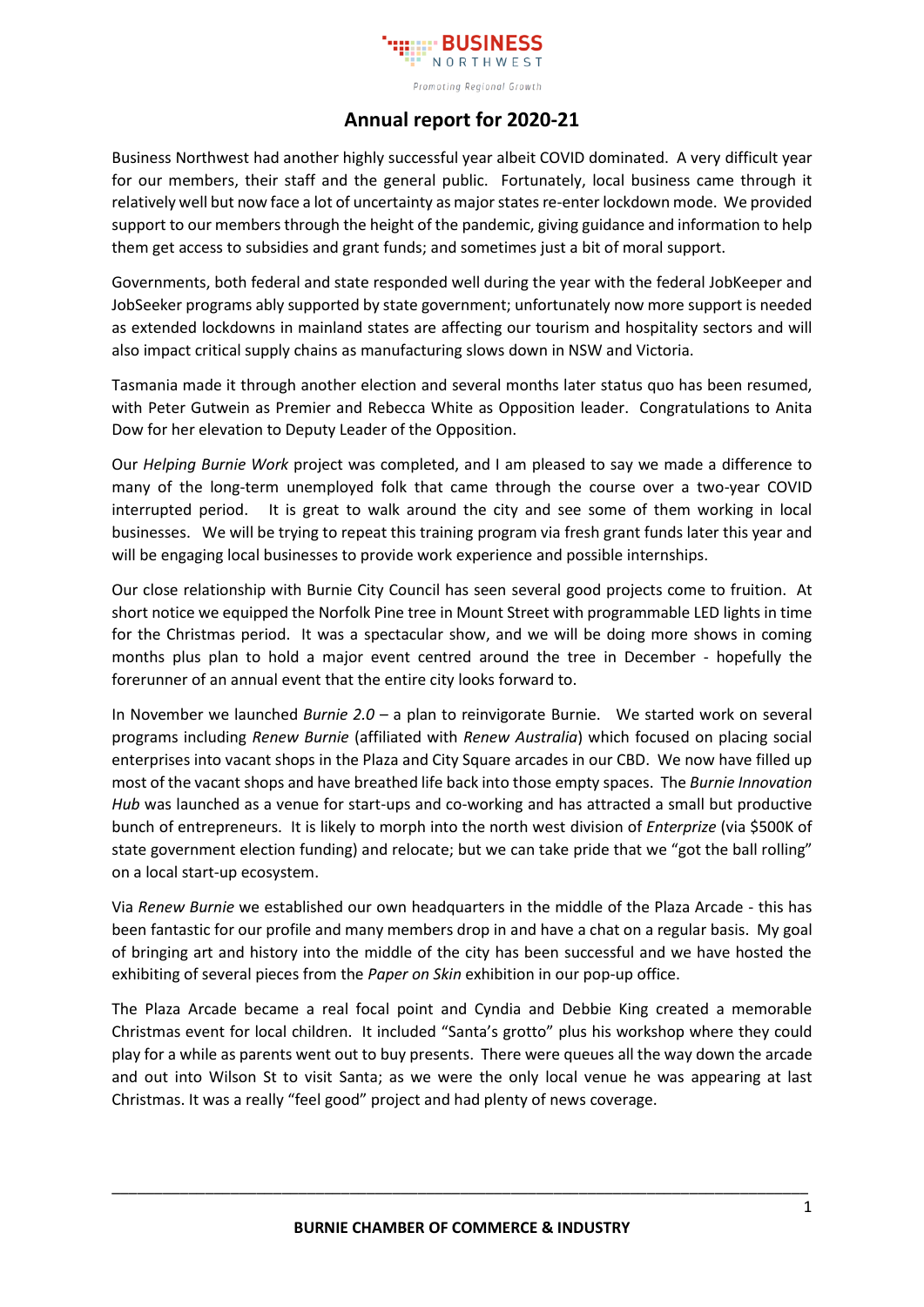BUSINESS NORTHWEST

*Promoting Regional Growth*

# Annual report for 2020-21

Business Northwest had another highly successful year albeit COVID dominated. A very difficult year for our members, their staff and the general public. Fortunately, local business came through it relatively well but now face a lot of uncertainty as major states re-enter lockdown mode. We provided support to our members through the height of the pandemic, giving guidance and information to help them get access to subsidies and grant funds; and sometimes just a bit of moral support.

Governments, both federal and state responded well during the year with the federal JobKeeper and JobSeeker programs ably supported by state government; unfortunately now more support is needed as extended lockdowns in mainland states are affecting our tourism and hospitality sectors and will also impact critical supply chains as manufacturing slows down in NSW and Victoria.

Tasmania made it through another election and several months later status quo has been resumed, with Peter Gutwein as Premier and Rebecca White as Opposition leader. Congratulations to Anita Dow for her elevation to Deputy Leader of the Opposition.

Our *Helping Burnie Work* project was completed, and I am pleased to say we made a difference to many of the long-term unemployed folk that came through the course over a two-year COVID interrupted period. It is great to walk around the city and see some of them working in local businesses. We will be trying to repeat this training program via fresh grant funds later this year and will be engaging local businesses to provide work experience and possible internships.

Our close relationship with Burnie City Council has seen several good projects come to fruition. At short notice we equipped the Norfolk Pine tree in Mount Street with programmable LED lights in time for the Christmas period. It was a spectacular show, and we will be doing more shows in coming months plus plan to hold a major event centred around the tree in December - hopefully the forerunner of an annual event that the entire city looks forward to.

In November we launched *Burnie 2.0* – a plan to reinvigorate Burnie. We started work on several programs including *Renew Burnie* (affiliated with *Renew Australia*) which focused on placing social enterprises into vacant shops in the Plaza and City Square arcades in our CBD. We now have filled up most of the vacant shops and have breathed life back into those empty spaces. The *Burnie Innovation Hub* was launched as a venue for start-ups and co-working and has attracted a small but productive bunch of entrepreneurs. It is likely to morph into the north west division of *Enterprize* (via $500K of state government election funding) and relocate; but we can take pride that we "got the ball rolling" on a local start-up ecosystem.

Via *Renew Burnie* we established our own headquarters in the middle of the Plaza Arcade - this has been fantastic for our profile and many members drop in and have a chat on a regular basis. My goal of bringing art and history into the middle of the city has been successful and we have hosted the exhibiting of several pieces from the *Paper on Skin* exhibition in our pop-up office.

The Plaza Arcade became a real focal point and Cyndia and Debbie King created a memorable Christmas event for local children. It included "Santa's grotto" plus his workshop where they could play for a while as parents went out to buy presents. There were queues all the way down the arcade and out into Wilson St to visit Santa; as we were the only local venue he was appearing at last Christmas. It was a really "feel good" project and had plenty of news coverage.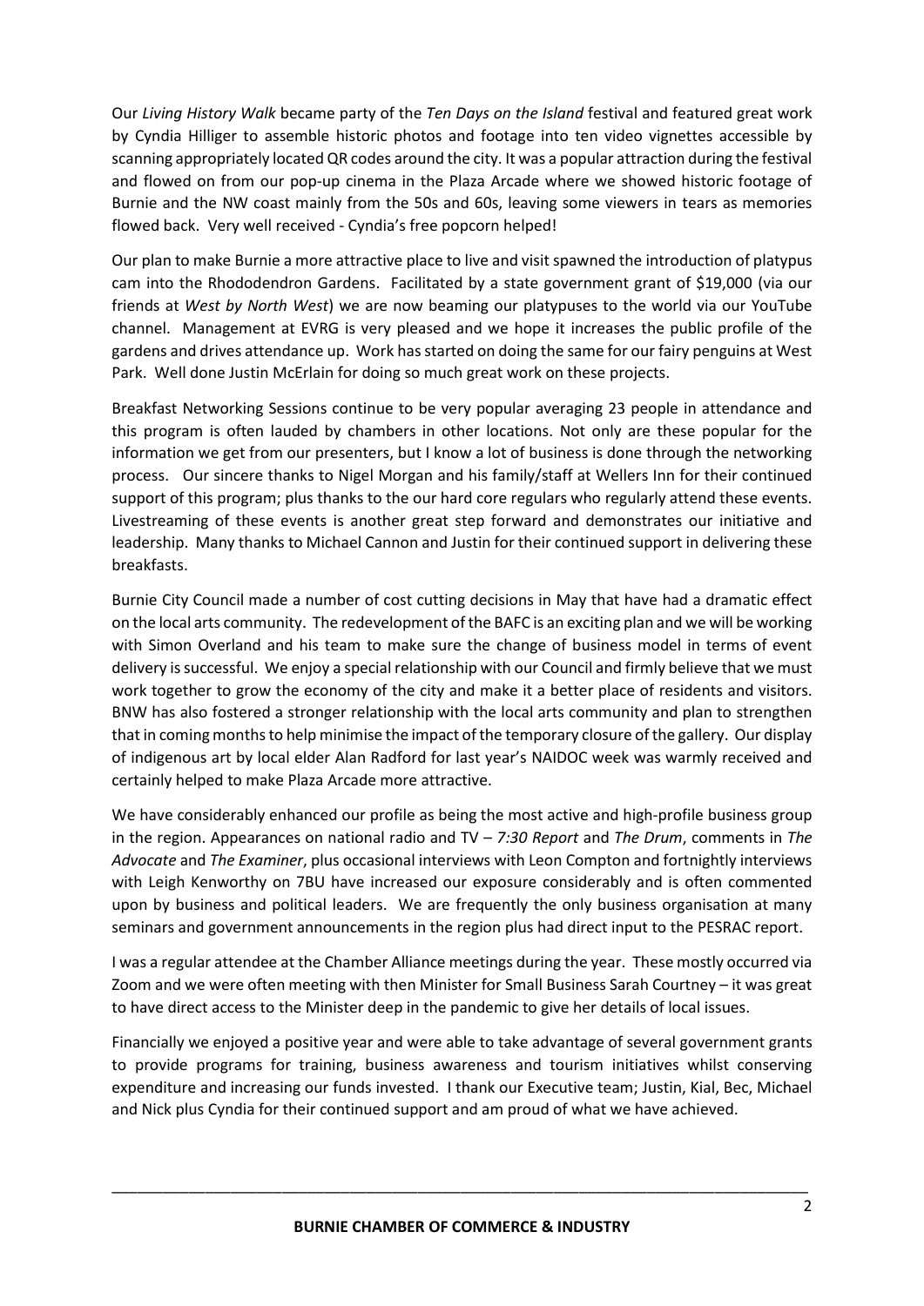Our *Living History Walk* became party of the *Ten Days on the Island* festival and featured great work by Cyndia Hilliger to assemble historic photos and footage into ten video vignettes accessible by scanning appropriately located QR codes around the city. It was a popular attraction during the festival and flowed on from our pop-up cinema in the Plaza Arcade where we showed historic footage of Burnie and the NW coast mainly from the 50s and 60s, leaving some viewers in tears as memories flowed back. Very well received - Cyndia's free popcorn helped!

Our plan to make Burnie a more attractive place to live and visit spawned the introduction of platypus cam into the Rhododendron Gardens. Facilitated by a state government grant of $19,000 (via our friends at *West by North West*) we are now beaming our platypuses to the world via our YouTube channel. Management at EVRG is very pleased and we hope it increases the public profile of the gardens and drives attendance up. Work has started on doing the same for our fairy penguins at West Park. Well done Justin McErlain for doing so much great work on these projects.

Breakfast Networking Sessions continue to be very popular averaging 23 people in attendance and this program is often lauded by chambers in other locations. Not only are these popular for the information we get from our presenters, but I know a lot of business is done through the networking process. Our sincere thanks to Nigel Morgan and his family/staff at Wellers Inn for their continued support of this program; plus thanks to the our hard core regulars who regularly attend these events. Livestreaming of these events is another great step forward and demonstrates our initiative and leadership. Many thanks to Michael Cannon and Justin for their continued support in delivering these breakfasts.

Burnie City Council made a number of cost cutting decisions in May that have had a dramatic effect on the local arts community. The redevelopment of the BAFC is an exciting plan and we will be working with Simon Overland and his team to make sure the change of business model in terms of event delivery is successful. We enjoy a special relationship with our Council and firmly believe that we must work together to grow the economy of the city and make it a better place of residents and visitors. BNW has also fostered a stronger relationship with the local arts community and plan to strengthen that in coming months to help minimise the impact of the temporary closure of the gallery. Our display of indigenous art by local elder Alan Radford for last year's NAIDOC week was warmly received and certainly helped to make Plaza Arcade more attractive.

We have considerably enhanced our profile as being the most active and high-profile business group in the region. Appearances on national radio and TV – *7:30 Report* and *The Drum*, comments in *The Advocate* and *The Examiner*, plus occasional interviews with Leon Compton and fortnightly interviews with Leigh Kenworthy on 7BU have increased our exposure considerably and is often commented upon by business and political leaders. We are frequently the only business organisation at many seminars and government announcements in the region plus had direct input to the PESRAC report.

I was a regular attendee at the Chamber Alliance meetings during the year. These mostly occurred via Zoom and we were often meeting with then Minister for Small Business Sarah Courtney – it was great to have direct access to the Minister deep in the pandemic to give her details of local issues.

Financially we enjoyed a positive year and were able to take advantage of several government grants to provide programs for training, business awareness and tourism initiatives whilst conserving expenditure and increasing our funds invested. I thank our Executive team; Justin, Kial, Bec, Michael and Nick plus Cyndia for their continued support and am proud of what we have achieved.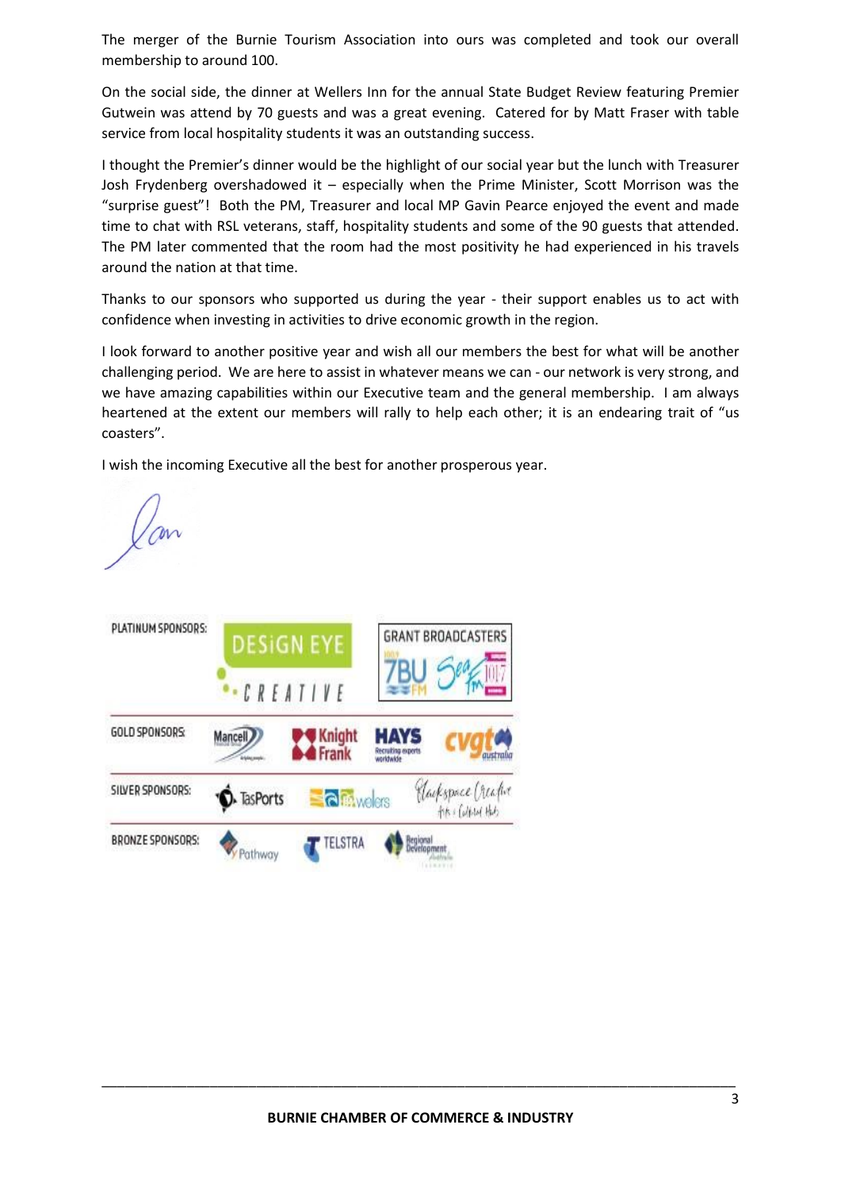The merger of the Burnie Tourism Association into ours was completed and took our overall membership to around 100.

On the social side, the dinner at Wellers Inn for the annual State Budget Review featuring Premier Gutwein was attend by 70 guests and was a great evening. Catered for by Matt Fraser with table service from local hospitality students it was an outstanding success.

I thought the Premier's dinner would be the highlight of our social year but the lunch with Treasurer Josh Frydenberg overshadowed it – especially when the Prime Minister, Scott Morrison was the "surprise guest"! Both the PM, Treasurer and local MP Gavin Pearce enjoyed the event and made time to chat with RSL veterans, staff, hospitality students and some of the 90 guests that attended. The PM later commented that the room had the most positivity he had experienced in his travels around the nation at that time.

Thanks to our sponsors who supported us during the year - their support enables us to act with confidence when investing in activities to drive economic growth in the region.

I look forward to another positive year and wish all our members the best for what will be another challenging period. We are here to assist in whatever means we can - our network is very strong, and we have amazing capabilities within our Executive team and the general membership. I am always heartened at the extent our members will rally to help each other; it is an endearing trait of "us coasters".

I wish the incoming Executive all the best for another prosperous year.

Ian

| | | | | |
|---|---|---|---|---|
| PLATINUM SPONSORS: | DESiGN EYE CREATIVE | GRANT BROADCASTERS 7BU Sea FM | | |
| GOLD SPONSORS: | Mancell | Knight Frank | HAYS | cvgt australia |
| SILVER SPONSORS: | TasPorts | Wellers | Blackspace Creative | |
| BRONZE SPONSORS: | Pathway | TELSTRA | Regional Development Australia Tasmania | |